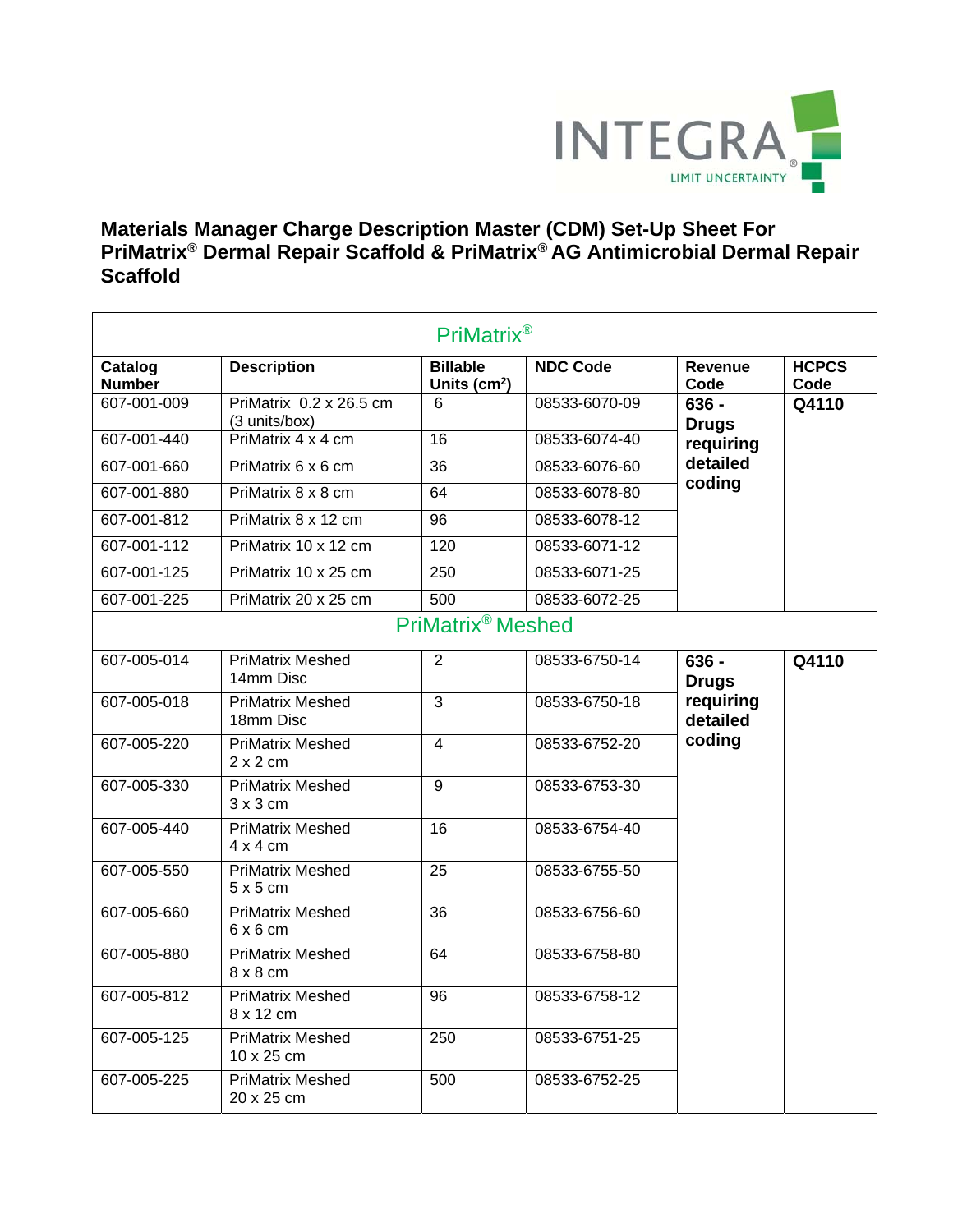INTEGRA

LIMIT UNCERTAINTY

# Materials Manager Charge Description Master (CDM) Set-Up Sheet For PriMatrix® Dermal Repair Scaffold & PriMatrix® AG Antimicrobial Dermal Repair Scaffold

| PriMatrix® | | | | | |
|---|---|---|---|---|---|
| **Catalog Number** | **Description** | **Billable Units ($cm^2$)** | **NDC Code** | **Revenue Code** | **HCPCS Code** |
| 607-001-009 | PriMatrix 0.2 x 26.5 cm (3 units/box) | 6 | 08533-6070-09 | **636 - Drugs requiring detailed coding** | **Q4110** |
| 607-001-440 | PriMatrix 4 x 4 cm | 16 | 08533-6074-40 | | |
| 607-001-660 | PriMatrix 6 x 6 cm | 36 | 08533-6076-60 | | |
| 607-001-880 | PriMatrix 8 x 8 cm | 64 | 08533-6078-80 | | |
| 607-001-812 | PriMatrix 8 x 12 cm | 96 | 08533-6078-12 | | |
| 607-001-112 | PriMatrix 10 x 12 cm | 120 | 08533-6071-12 | | |
| 607-001-125 | PriMatrix 10 x 25 cm | 250 | 08533-6071-25 | | |
| 607-001-225 | PriMatrix 20 x 25 cm | 500 | 08533-6072-25 | | |
| PriMatrix® Meshed | | | | | |
| 607-005-014 | PriMatrix Meshed 14mm Disc | 2 | 08533-6750-14 | **636 - Drugs requiring detailed coding** | **Q4110** |
| 607-005-018 | PriMatrix Meshed 18mm Disc | 3 | 08533-6750-18 | | |
| 607-005-220 | PriMatrix Meshed 2 x 2 cm | 4 | 08533-6752-20 | | |
| 607-005-330 | PriMatrix Meshed 3 x 3 cm | 9 | 08533-6753-30 | | |
| 607-005-440 | PriMatrix Meshed 4 x 4 cm | 16 | 08533-6754-40 | | |
| 607-005-550 | PriMatrix Meshed 5 x 5 cm | 25 | 08533-6755-50 | | |
| 607-005-660 | PriMatrix Meshed 6 x 6 cm | 36 | 08533-6756-60 | | |
| 607-005-880 | PriMatrix Meshed 8 x 8 cm | 64 | 08533-6758-80 | | |
| 607-005-812 | PriMatrix Meshed 8 x 12 cm | 96 | 08533-6758-12 | | |
| 607-005-125 | PriMatrix Meshed 10 x 25 cm | 250 | 08533-6751-25 | | |
| 607-005-225 | PriMatrix Meshed 20 x 25 cm | 500 | 08533-6752-25 | | |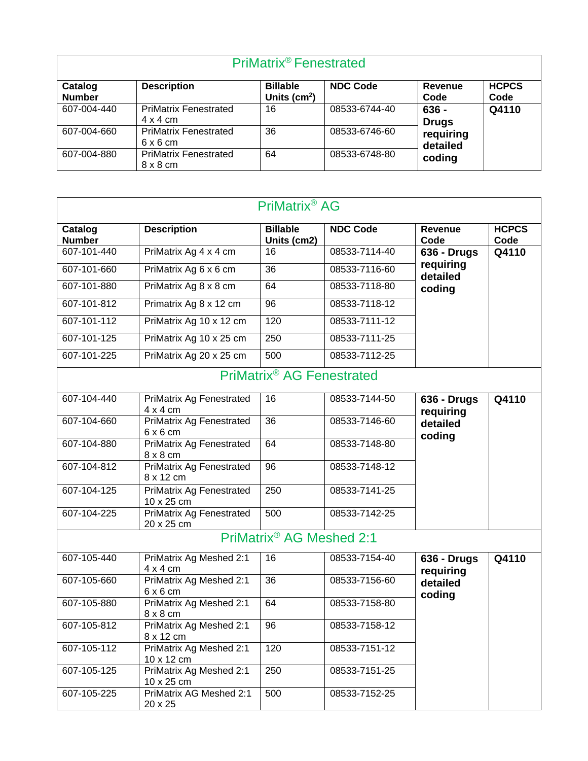| PriMatrix® Fenestrated | | | | | |
|---|---|---|---|---|---|
| **Catalog Number** | **Description** | **Billable Units ($cm^2$)** | **NDC Code** | **Revenue Code** | **HCPCS Code** |
| 607-004-440 | PriMatrix Fenestrated 4 x 4 cm | 16 | 08533-6744-40 | **636 - Drugs requiring detailed coding** | **Q4110** |
| 607-004-660 | PriMatrix Fenestrated 6 x 6 cm | 36 | 08533-6746-60 | | |
| 607-004-880 | PriMatrix Fenestrated 8 x 8 cm | 64 | 08533-6748-80 | | |

| PriMatrix® AG | | | | | |
|---|---|---|---|---|---|
| **Catalog Number** | **Description** | **Billable Units (cm2)** | **NDC Code** | **Revenue Code** | **HCPCS Code** |
| 607-101-440 | PriMatrix Ag 4 x 4 cm | 16 | 08533-7114-40 | **636 - Drugs requiring detailed coding** | **Q4110** |
| 607-101-660 | PriMatrix Ag 6 x 6 cm | 36 | 08533-7116-60 | | |
| 607-101-880 | PriMatrix Ag 8 x 8 cm | 64 | 08533-7118-80 | | |
| 607-101-812 | Primatrix Ag 8 x 12 cm | 96 | 08533-7118-12 | | |
| 607-101-112 | PriMatrix Ag 10 x 12 cm | 120 | 08533-7111-12 | | |
| 607-101-125 | PriMatrix Ag 10 x 25 cm | 250 | 08533-7111-25 | | |
| 607-101-225 | PriMatrix Ag 20 x 25 cm | 500 | 08533-7112-25 | | |
| PriMatrix® AG Fenestrated | | | | | |
| 607-104-440 | PriMatrix Ag Fenestrated 4 x 4 cm | 16 | 08533-7144-50 | **636 - Drugs requiring detailed coding** | **Q4110** |
| 607-104-660 | PriMatrix Ag Fenestrated 6 x 6 cm | 36 | 08533-7146-60 | | |
| 607-104-880 | PriMatrix Ag Fenestrated 8 x 8 cm | 64 | 08533-7148-80 | | |
| 607-104-812 | PriMatrix Ag Fenestrated 8 x 12 cm | 96 | 08533-7148-12 | | |
| 607-104-125 | PriMatrix Ag Fenestrated 10 x 25 cm | 250 | 08533-7141-25 | | |
| 607-104-225 | PriMatrix Ag Fenestrated 20 x 25 cm | 500 | 08533-7142-25 | | |
| PriMatrix® AG Meshed 2:1 | | | | | |
| 607-105-440 | PriMatrix Ag Meshed 2:1 4 x 4 cm | 16 | 08533-7154-40 | **636 - Drugs requiring detailed coding** | **Q4110** |
| 607-105-660 | PriMatrix Ag Meshed 2:1 6 x 6 cm | 36 | 08533-7156-60 | | |
| 607-105-880 | PriMatrix Ag Meshed 2:1 8 x 8 cm | 64 | 08533-7158-80 | | |
| 607-105-812 | PriMatrix Ag Meshed 2:1 8 x 12 cm | 96 | 08533-7158-12 | | |
| 607-105-112 | PriMatrix Ag Meshed 2:1 10 x 12 cm | 120 | 08533-7151-12 | | |
| 607-105-125 | PriMatrix Ag Meshed 2:1 10 x 25 cm | 250 | 08533-7151-25 | | |
| 607-105-225 | PriMatrix AG Meshed 2:1 20 x 25 | 500 | 08533-7152-25 | | |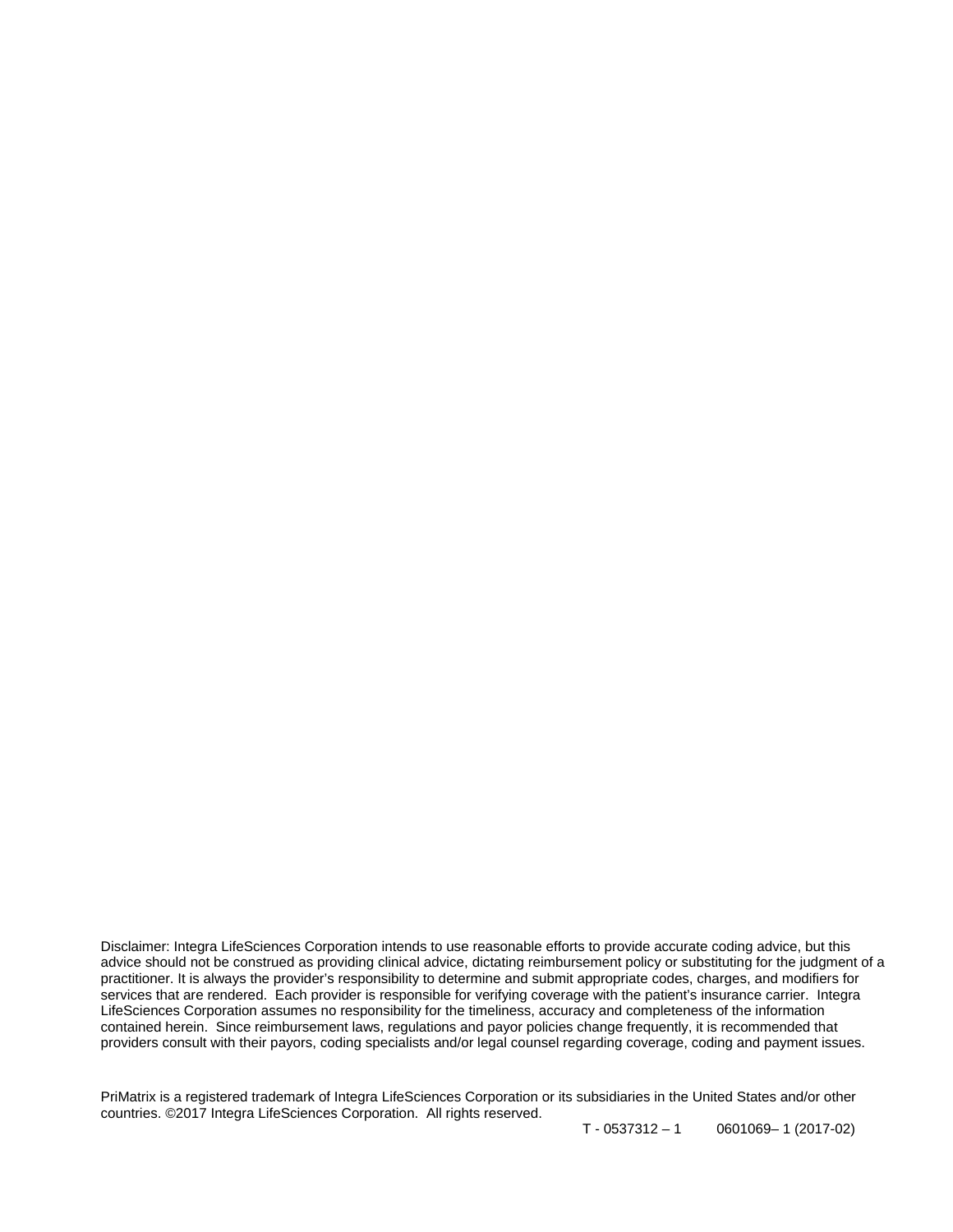Disclaimer: Integra LifeSciences Corporation intends to use reasonable efforts to provide accurate coding advice, but this advice should not be construed as providing clinical advice, dictating reimbursement policy or substituting for the judgment of a practitioner. It is always the provider's responsibility to determine and submit appropriate codes, charges, and modifiers for services that are rendered. Each provider is responsible for verifying coverage with the patient's insurance carrier. Integra LifeSciences Corporation assumes no responsibility for the timeliness, accuracy and completeness of the information contained herein. Since reimbursement laws, regulations and payor policies change frequently, it is recommended that providers consult with their payors, coding specialists and/or legal counsel regarding coverage, coding and payment issues.

PriMatrix is a registered trademark of Integra LifeSciences Corporation or its subsidiaries in the United States and/or other countries. ©2017 Integra LifeSciences Corporation. All rights reserved.

T - 0537312 – 1 0601069– 1 (2017-02)